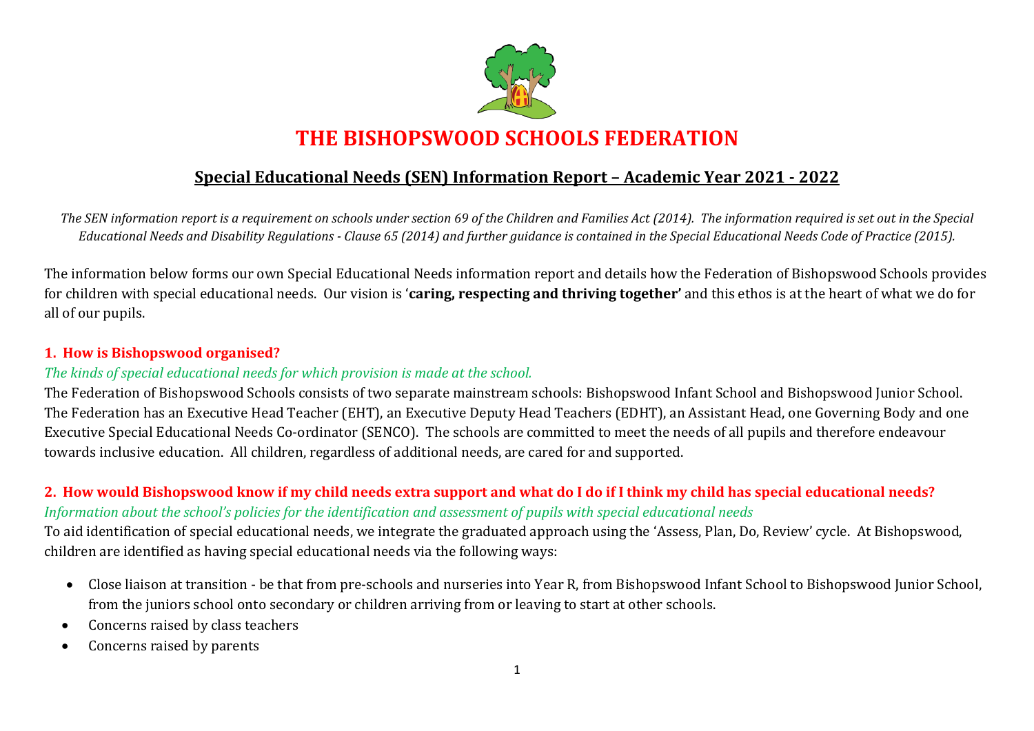# THE BISHOPSWOOD SCHOOLS FEDERATION

## Special Educational Needs (SEN) Information Report – Academic Year 2021 - 2022

*The SEN information report is a requirement on schools under section 69 of the Children and Families Act (2014). The information required is set out in the Special Educational Needs and Disability Regulations - Clause 65 (2014) and further guidance is contained in the Special Educational Needs Code of Practice (2015).*

The information below forms our own Special Educational Needs information report and details how the Federation of Bishopswood Schools provides for children with special educational needs. Our vision is '**caring, respecting and thriving together'** and this ethos is at the heart of what we do for all of our pupils.

### 1. How is Bishopswood organised?

*The kinds of special educational needs for which provision is made at the school.*

The Federation of Bishopswood Schools consists of two separate mainstream schools: Bishopswood Infant School and Bishopswood Junior School. The Federation has an Executive Head Teacher (EHT), an Executive Deputy Head Teachers (EDHT), an Assistant Head, one Governing Body and one Executive Special Educational Needs Co-ordinator (SENCO). The schools are committed to meet the needs of all pupils and therefore endeavour towards inclusive education. All children, regardless of additional needs, are cared for and supported.

### 2. How would Bishopswood know if my child needs extra support and what do I do if I think my child has special educational needs?

*Information about the school's policies for the identification and assessment of pupils with special educational needs*

To aid identification of special educational needs, we integrate the graduated approach using the 'Assess, Plan, Do, Review' cycle. At Bishopswood, children are identified as having special educational needs via the following ways:

- Close liaison at transition - be that from pre-schools and nurseries into Year R, from Bishopswood Infant School to Bishopswood Junior School, from the juniors school onto secondary or children arriving from or leaving to start at other schools.
- Concerns raised by class teachers
- Concerns raised by parents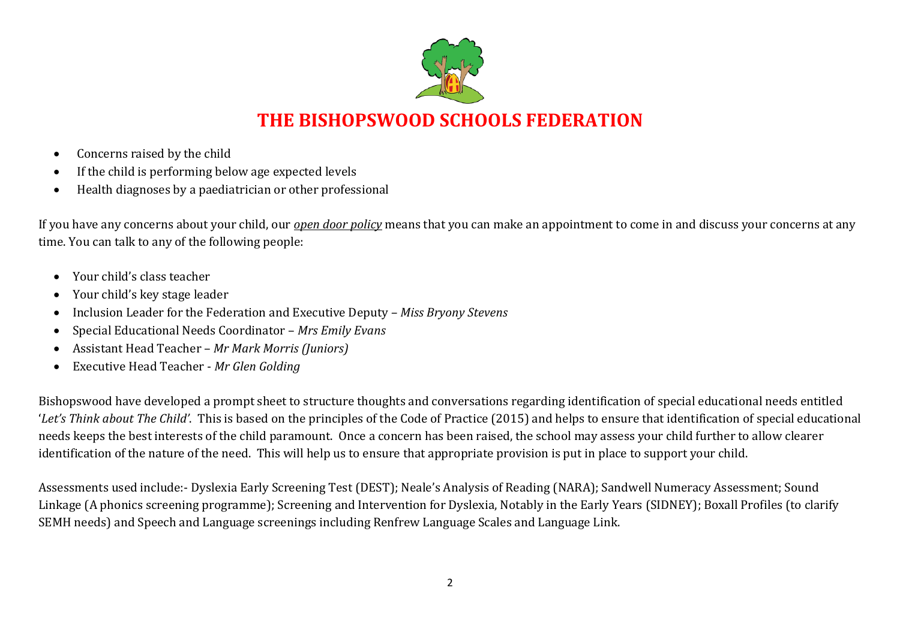- Concerns raised by the child
- If the child is performing below age expected levels
- Health diagnoses by a paediatrician or other professional

If you have any concerns about your child, our *open door policy* means that you can make an appointment to come in and discuss your concerns at any time. You can talk to any of the following people:

- Your child's class teacher
- Your child's key stage leader
- Inclusion Leader for the Federation and Executive Deputy – *Miss Bryony Stevens*
- Special Educational Needs Coordinator – *Mrs Emily Evans*
- Assistant Head Teacher – *Mr Mark Morris (Juniors)*
- Executive Head Teacher - *Mr Glen Golding*

Bishopswood have developed a prompt sheet to structure thoughts and conversations regarding identification of special educational needs entitled '*Let's Think about The Child'*. This is based on the principles of the Code of Practice (2015) and helps to ensure that identification of special educational needs keeps the best interests of the child paramount. Once a concern has been raised, the school may assess your child further to allow clearer identification of the nature of the need. This will help us to ensure that appropriate provision is put in place to support your child.

Assessments used include:- Dyslexia Early Screening Test (DEST); Neale's Analysis of Reading (NARA); Sandwell Numeracy Assessment; Sound Linkage (A phonics screening programme); Screening and Intervention for Dyslexia, Notably in the Early Years (SIDNEY); Boxall Profiles (to clarify SEMH needs) and Speech and Language screenings including Renfrew Language Scales and Language Link.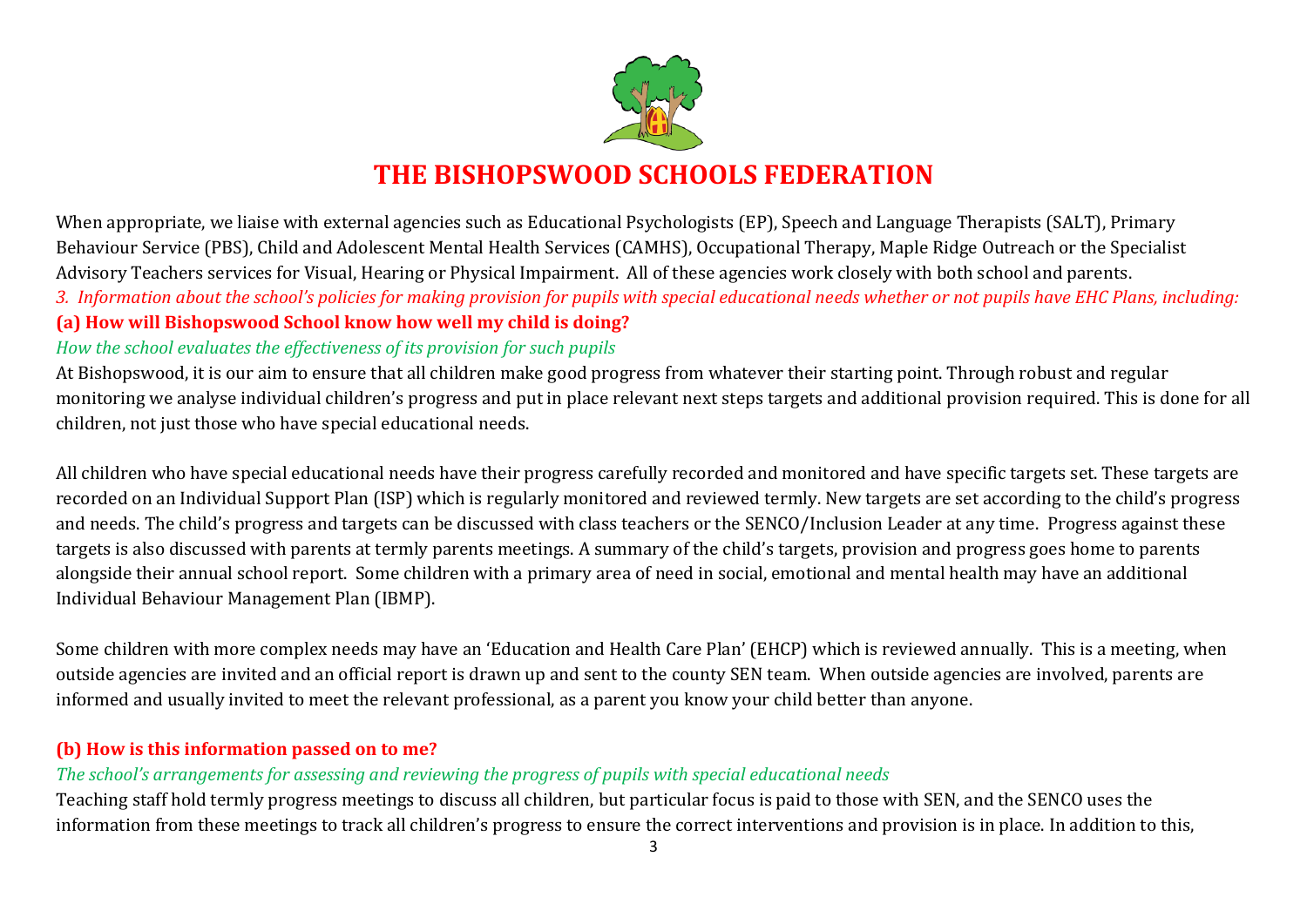# THE BISHOPSWOOD SCHOOLS FEDERATION

When appropriate, we liaise with external agencies such as Educational Psychologists (EP), Speech and Language Therapists (SALT), Primary Behaviour Service (PBS), Child and Adolescent Mental Health Services (CAMHS), Occupational Therapy, Maple Ridge Outreach or the Specialist Advisory Teachers services for Visual, Hearing or Physical Impairment. All of these agencies work closely with both school and parents.

*3. Information about the school's policies for making provision for pupils with special educational needs whether or not pupils have EHC Plans, including:*

### (a) How will Bishopswood School know how well my child is doing?

*How the school evaluates the effectiveness of its provision for such pupils*

At Bishopswood, it is our aim to ensure that all children make good progress from whatever their starting point. Through robust and regular monitoring we analyse individual children's progress and put in place relevant next steps targets and additional provision required. This is done for all children, not just those who have special educational needs.

All children who have special educational needs have their progress carefully recorded and monitored and have specific targets set. These targets are recorded on an Individual Support Plan (ISP) which is regularly monitored and reviewed termly. New targets are set according to the child's progress and needs. The child's progress and targets can be discussed with class teachers or the SENCO/Inclusion Leader at any time. Progress against these targets is also discussed with parents at termly parents meetings. A summary of the child's targets, provision and progress goes home to parents alongside their annual school report. Some children with a primary area of need in social, emotional and mental health may have an additional Individual Behaviour Management Plan (IBMP).

Some children with more complex needs may have an 'Education and Health Care Plan' (EHCP) which is reviewed annually. This is a meeting, when outside agencies are invited and an official report is drawn up and sent to the county SEN team. When outside agencies are involved, parents are informed and usually invited to meet the relevant professional, as a parent you know your child better than anyone.

### (b) How is this information passed on to me?

*The school's arrangements for assessing and reviewing the progress of pupils with special educational needs*

Teaching staff hold termly progress meetings to discuss all children, but particular focus is paid to those with SEN, and the SENCO uses the information from these meetings to track all children's progress to ensure the correct interventions and provision is in place. In addition to this,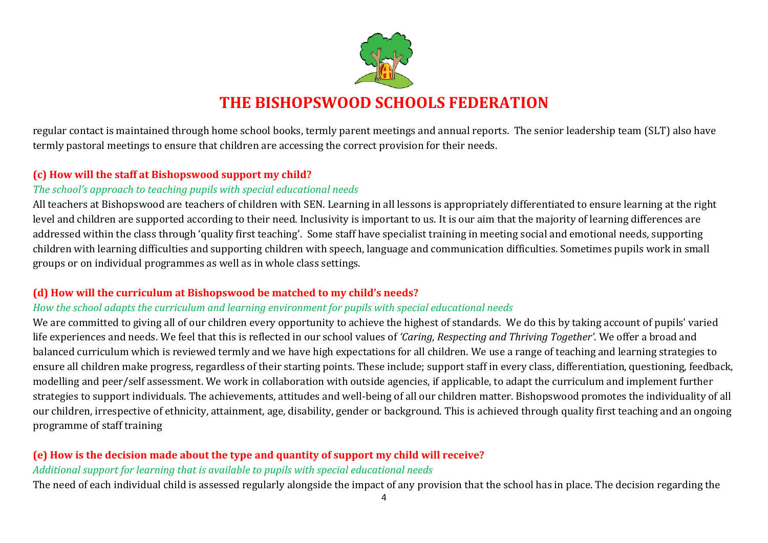regular contact is maintained through home school books, termly parent meetings and annual reports. The senior leadership team (SLT) also have termly pastoral meetings to ensure that children are accessing the correct provision for their needs.

### (c) How will the staff at Bishopswood support my child?

*The school's approach to teaching pupils with special educational needs*

All teachers at Bishopswood are teachers of children with SEN. Learning in all lessons is appropriately differentiated to ensure learning at the right level and children are supported according to their need. Inclusivity is important to us. It is our aim that the majority of learning differences are addressed within the class through 'quality first teaching'. Some staff have specialist training in meeting social and emotional needs, supporting children with learning difficulties and supporting children with speech, language and communication difficulties. Sometimes pupils work in small groups or on individual programmes as well as in whole class settings.

### (d) How will the curriculum at Bishopswood be matched to my child's needs?

*How the school adapts the curriculum and learning environment for pupils with special educational needs*

We are committed to giving all of our children every opportunity to achieve the highest of standards. We do this by taking account of pupils' varied life experiences and needs. We feel that this is reflected in our school values of *'Caring, Respecting and Thriving Together'*. We offer a broad and balanced curriculum which is reviewed termly and we have high expectations for all children. We use a range of teaching and learning strategies to ensure all children make progress, regardless of their starting points. These include; support staff in every class, differentiation, questioning, feedback, modelling and peer/self assessment. We work in collaboration with outside agencies, if applicable, to adapt the curriculum and implement further strategies to support individuals. The achievements, attitudes and well-being of all our children matter. Bishopswood promotes the individuality of all our children, irrespective of ethnicity, attainment, age, disability, gender or background. This is achieved through quality first teaching and an ongoing programme of staff training

### (e) How is the decision made about the type and quantity of support my child will receive?

*Additional support for learning that is available to pupils with special educational needs*

The need of each individual child is assessed regularly alongside the impact of any provision that the school has in place. The decision regarding the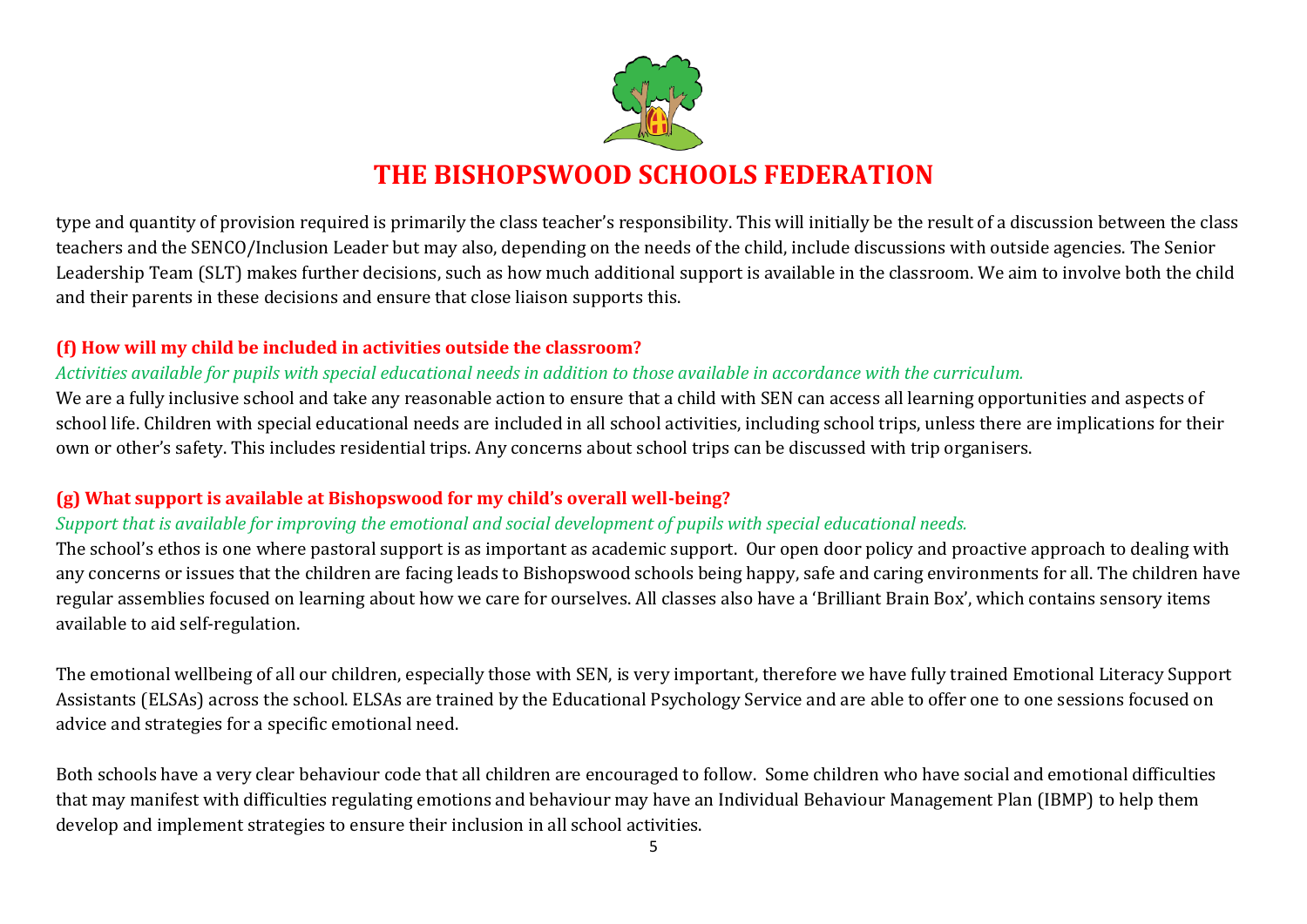type and quantity of provision required is primarily the class teacher's responsibility. This will initially be the result of a discussion between the class teachers and the SENCO/Inclusion Leader but may also, depending on the needs of the child, include discussions with outside agencies. The Senior Leadership Team (SLT) makes further decisions, such as how much additional support is available in the classroom. We aim to involve both the child and their parents in these decisions and ensure that close liaison supports this.

### (f) How will my child be included in activities outside the classroom?

*Activities available for pupils with special educational needs in addition to those available in accordance with the curriculum.*

We are a fully inclusive school and take any reasonable action to ensure that a child with SEN can access all learning opportunities and aspects of school life. Children with special educational needs are included in all school activities, including school trips, unless there are implications for their own or other's safety. This includes residential trips. Any concerns about school trips can be discussed with trip organisers.

### (g) What support is available at Bishopswood for my child's overall well-being?

*Support that is available for improving the emotional and social development of pupils with special educational needs.*

The school's ethos is one where pastoral support is as important as academic support. Our open door policy and proactive approach to dealing with any concerns or issues that the children are facing leads to Bishopswood schools being happy, safe and caring environments for all. The children have regular assemblies focused on learning about how we care for ourselves. All classes also have a 'Brilliant Brain Box', which contains sensory items available to aid self-regulation.

The emotional wellbeing of all our children, especially those with SEN, is very important, therefore we have fully trained Emotional Literacy Support Assistants (ELSAs) across the school. ELSAs are trained by the Educational Psychology Service and are able to offer one to one sessions focused on advice and strategies for a specific emotional need.

Both schools have a very clear behaviour code that all children are encouraged to follow. Some children who have social and emotional difficulties that may manifest with difficulties regulating emotions and behaviour may have an Individual Behaviour Management Plan (IBMP) to help them develop and implement strategies to ensure their inclusion in all school activities.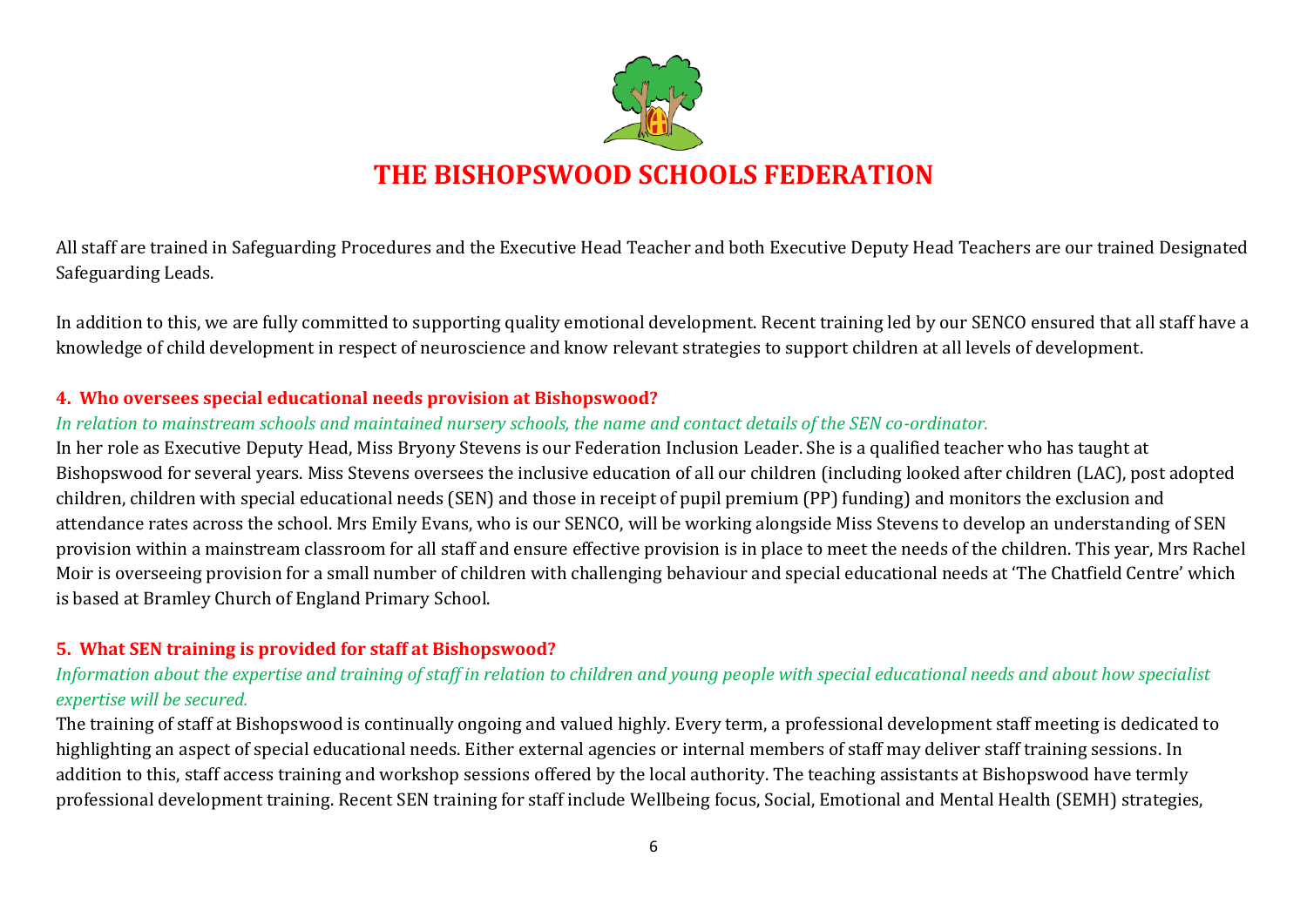All staff are trained in Safeguarding Procedures and the Executive Head Teacher and both Executive Deputy Head Teachers are our trained Designated Safeguarding Leads.

In addition to this, we are fully committed to supporting quality emotional development. Recent training led by our SENCO ensured that all staff have a knowledge of child development in respect of neuroscience and know relevant strategies to support children at all levels of development.

### 4. Who oversees special educational needs provision at Bishopswood?

*In relation to mainstream schools and maintained nursery schools, the name and contact details of the SEN co-ordinator.*

In her role as Executive Deputy Head, Miss Bryony Stevens is our Federation Inclusion Leader. She is a qualified teacher who has taught at Bishopswood for several years. Miss Stevens oversees the inclusive education of all our children (including looked after children (LAC), post adopted children, children with special educational needs (SEN) and those in receipt of pupil premium (PP) funding) and monitors the exclusion and attendance rates across the school. Mrs Emily Evans, who is our SENCO, will be working alongside Miss Stevens to develop an understanding of SEN provision within a mainstream classroom for all staff and ensure effective provision is in place to meet the needs of the children. This year, Mrs Rachel Moir is overseeing provision for a small number of children with challenging behaviour and special educational needs at 'The Chatfield Centre' which is based at Bramley Church of England Primary School.

### 5. What SEN training is provided for staff at Bishopswood?

*Information about the expertise and training of staff in relation to children and young people with special educational needs and about how specialist expertise will be secured.*

The training of staff at Bishopswood is continually ongoing and valued highly. Every term, a professional development staff meeting is dedicated to highlighting an aspect of special educational needs. Either external agencies or internal members of staff may deliver staff training sessions. In addition to this, staff access training and workshop sessions offered by the local authority. The teaching assistants at Bishopswood have termly professional development training. Recent SEN training for staff include Wellbeing focus, Social, Emotional and Mental Health (SEMH) strategies,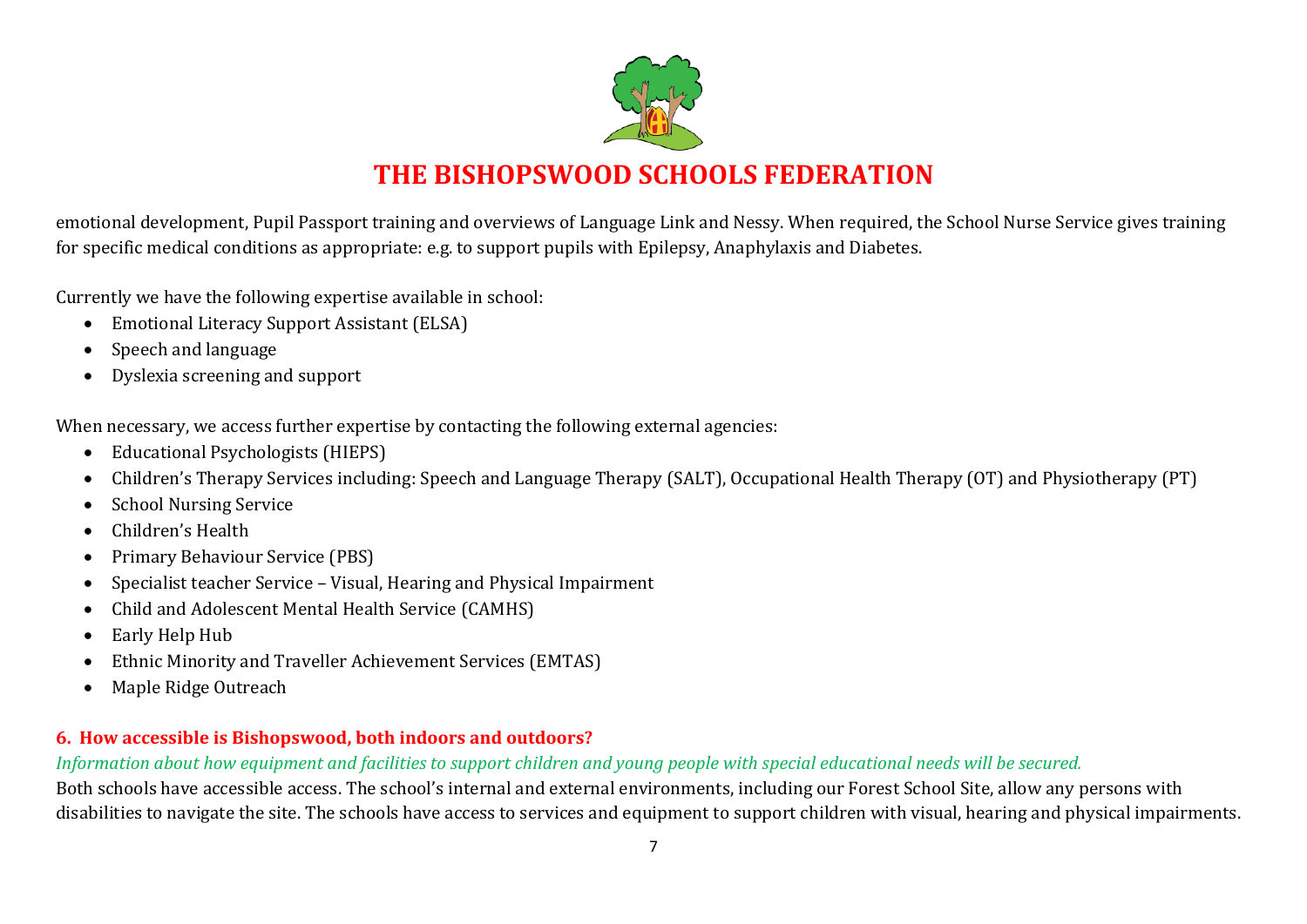emotional development, Pupil Passport training and overviews of Language Link and Nessy. When required, the School Nurse Service gives training for specific medical conditions as appropriate: e.g. to support pupils with Epilepsy, Anaphylaxis and Diabetes.

Currently we have the following expertise available in school:

- Emotional Literacy Support Assistant (ELSA)
- Speech and language
- Dyslexia screening and support

When necessary, we access further expertise by contacting the following external agencies:

- Educational Psychologists (HIEPS)
- Children's Therapy Services including: Speech and Language Therapy (SALT), Occupational Health Therapy (OT) and Physiotherapy (PT)
- School Nursing Service
- Children's Health
- Primary Behaviour Service (PBS)
- Specialist teacher Service – Visual, Hearing and Physical Impairment
- Child and Adolescent Mental Health Service (CAMHS)
- Early Help Hub
- Ethnic Minority and Traveller Achievement Services (EMTAS)
- Maple Ridge Outreach

## 6. How accessible is Bishopswood, both indoors and outdoors?

*Information about how equipment and facilities to support children and young people with special educational needs will be secured.*

Both schools have accessible access. The school's internal and external environments, including our Forest School Site, allow any persons with disabilities to navigate the site. The schools have access to services and equipment to support children with visual, hearing and physical impairments.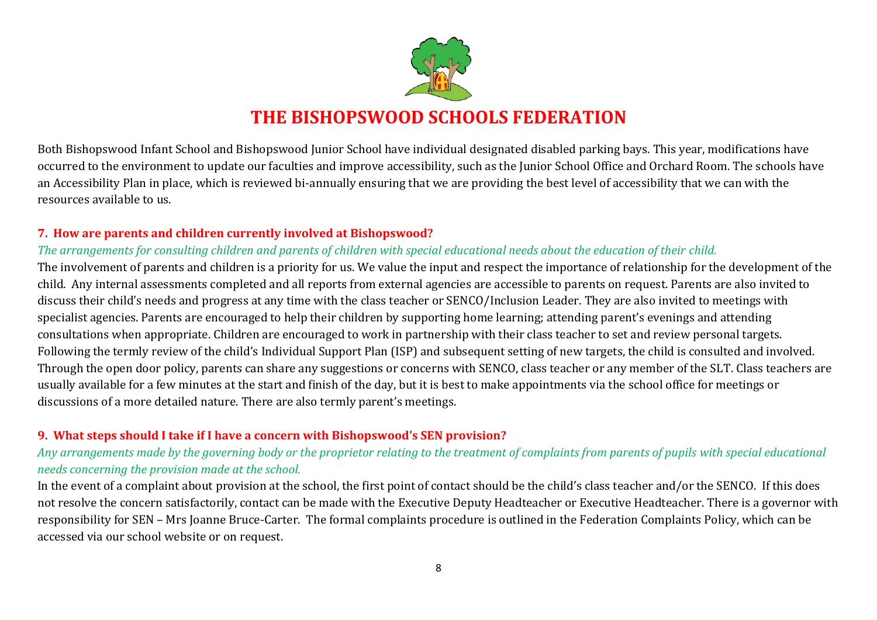# THE BISHOPSWOOD SCHOOLS FEDERATION

Both Bishopswood Infant School and Bishopswood Junior School have individual designated disabled parking bays. This year, modifications have occurred to the environment to update our faculties and improve accessibility, such as the Junior School Office and Orchard Room. The schools have an Accessibility Plan in place, which is reviewed bi-annually ensuring that we are providing the best level of accessibility that we can with the resources available to us.

### 7. How are parents and children currently involved at Bishopswood?

*The arrangements for consulting children and parents of children with special educational needs about the education of their child.*

The involvement of parents and children is a priority for us. We value the input and respect the importance of relationship for the development of the child. Any internal assessments completed and all reports from external agencies are accessible to parents on request. Parents are also invited to discuss their child's needs and progress at any time with the class teacher or SENCO/Inclusion Leader. They are also invited to meetings with specialist agencies. Parents are encouraged to help their children by supporting home learning; attending parent's evenings and attending consultations when appropriate. Children are encouraged to work in partnership with their class teacher to set and review personal targets. Following the termly review of the child's Individual Support Plan (ISP) and subsequent setting of new targets, the child is consulted and involved. Through the open door policy, parents can share any suggestions or concerns with SENCO, class teacher or any member of the SLT. Class teachers are usually available for a few minutes at the start and finish of the day, but it is best to make appointments via the school office for meetings or discussions of a more detailed nature. There are also termly parent's meetings.

### 9. What steps should I take if I have a concern with Bishopswood's SEN provision?

*Any arrangements made by the governing body or the proprietor relating to the treatment of complaints from parents of pupils with special educational needs concerning the provision made at the school.*

In the event of a complaint about provision at the school, the first point of contact should be the child's class teacher and/or the SENCO. If this does not resolve the concern satisfactorily, contact can be made with the Executive Deputy Headteacher or Executive Headteacher. There is a governor with responsibility for SEN – Mrs Joanne Bruce-Carter. The formal complaints procedure is outlined in the Federation Complaints Policy, which can be accessed via our school website or on request.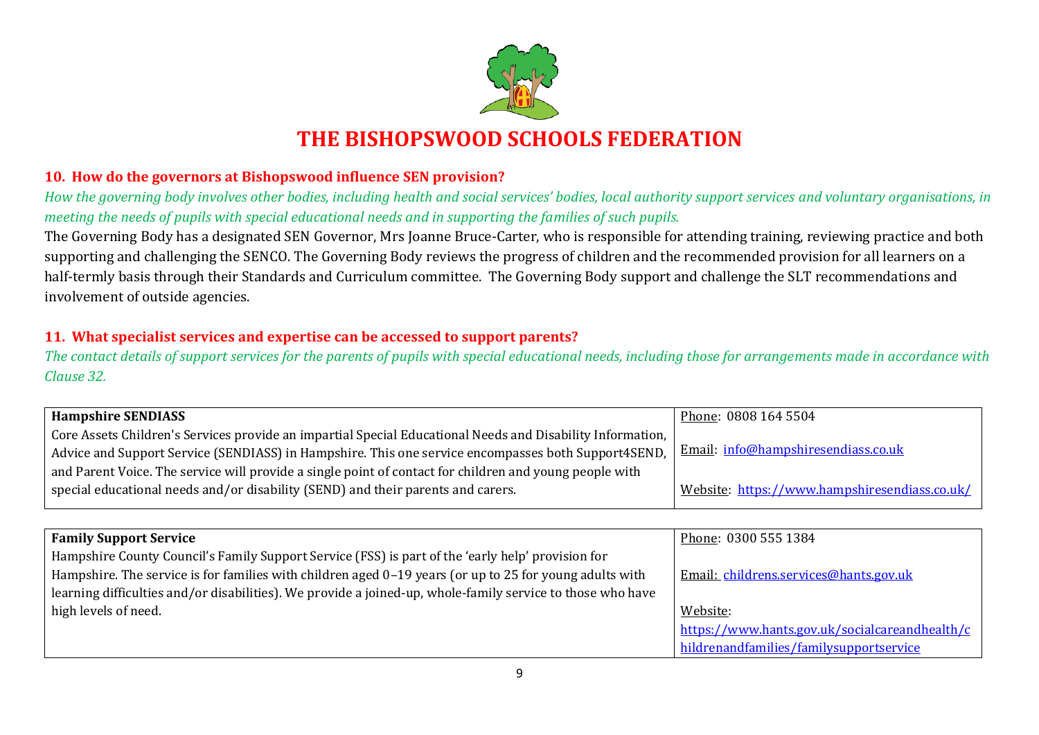# THE BISHOPSWOOD SCHOOLS FEDERATION

## 10. How do the governors at Bishopswood influence SEN provision?

*How the governing body involves other bodies, including health and social services' bodies, local authority support services and voluntary organisations, in meeting the needs of pupils with special educational needs and in supporting the families of such pupils.*

The Governing Body has a designated SEN Governor, Mrs Joanne Bruce-Carter, who is responsible for attending training, reviewing practice and both supporting and challenging the SENCO. The Governing Body reviews the progress of children and the recommended provision for all learners on a half-termly basis through their Standards and Curriculum committee. The Governing Body support and challenge the SLT recommendations and involvement of outside agencies.

## 11. What specialist services and expertise can be accessed to support parents?

*The contact details of support services for the parents of pupils with special educational needs, including those for arrangements made in accordance with Clause 32.*

| **Hampshire SENDIASS** | Phone: 0808 164 5504 |
|---|---|
| Core Assets Children's Services provide an impartial Special Educational Needs and Disability Information, Advice and Support Service (SENDIASS) in Hampshire. This one service encompasses both Support4SEND, and Parent Voice. The service will provide a single point of contact for children and young people with special educational needs and/or disability (SEND) and their parents and carers. | Email: info@hampshiresendiass.co.uk<br><br>Website: https://www.hampshiresendiass.co.uk/ |

| **Family Support Service** | Phone: 0300 555 1384 |
|---|---|
| Hampshire County Council's Family Support Service (FSS) is part of the 'early help' provision for Hampshire. The service is for families with children aged 0–19 years (or up to 25 for young adults with learning difficulties and/or disabilities). We provide a joined-up, whole-family service to those who have high levels of need. | Email: childrens.services@hants.gov.uk<br><br>Website: https://www.hants.gov.uk/socialcareandhealth/childrenandfamilies/familysupportservice |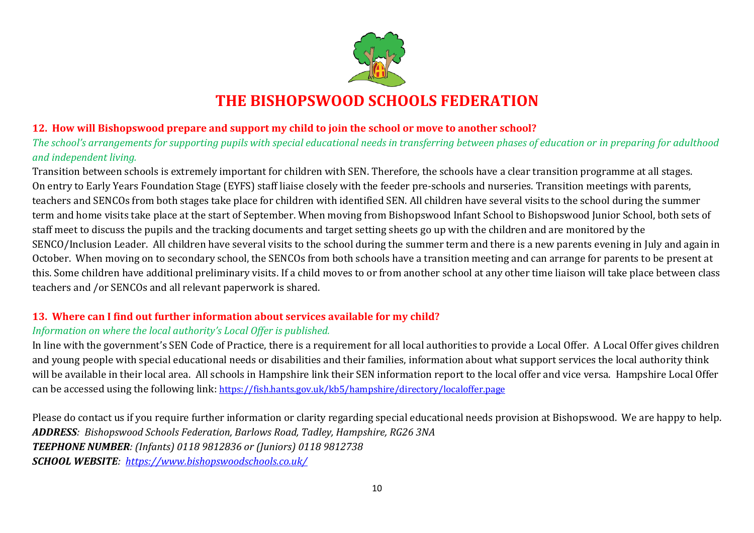# THE BISHOPSWOOD SCHOOLS FEDERATION

## 12. How will Bishopswood prepare and support my child to join the school or move to another school?

*The school's arrangements for supporting pupils with special educational needs in transferring between phases of education or in preparing for adulthood and independent living.*

Transition between schools is extremely important for children with SEN. Therefore, the schools have a clear transition programme at all stages. On entry to Early Years Foundation Stage (EYFS) staff liaise closely with the feeder pre-schools and nurseries. Transition meetings with parents, teachers and SENCOs from both stages take place for children with identified SEN. All children have several visits to the school during the summer term and home visits take place at the start of September. When moving from Bishopswood Infant School to Bishopswood Junior School, both sets of staff meet to discuss the pupils and the tracking documents and target setting sheets go up with the children and are monitored by the SENCO/Inclusion Leader. All children have several visits to the school during the summer term and there is a new parents evening in July and again in October. When moving on to secondary school, the SENCOs from both schools have a transition meeting and can arrange for parents to be present at this. Some children have additional preliminary visits. If a child moves to or from another school at any other time liaison will take place between class teachers and /or SENCOs and all relevant paperwork is shared.

## 13. Where can I find out further information about services available for my child?

*Information on where the local authority's Local Offer is published.*

In line with the government's SEN Code of Practice, there is a requirement for all local authorities to provide a Local Offer. A Local Offer gives children and young people with special educational needs or disabilities and their families, information about what support services the local authority think will be available in their local area. All schools in Hampshire link their SEN information report to the local offer and vice versa. Hampshire Local Offer can be accessed using the following link: https://fish.hants.gov.uk/kb5/hampshire/directory/localoffer.page

Please do contact us if you require further information or clarity regarding special educational needs provision at Bishopswood. We are happy to help.

***ADDRESS****: Bishopswood Schools Federation, Barlows Road, Tadley, Hampshire, RG26 3NA*

***TEEPHONE NUMBER****: (Infants) 0118 9812836 or (Juniors) 0118 9812738*

***SCHOOL WEBSITE****: https://www.bishopswoodschools.co.uk/*